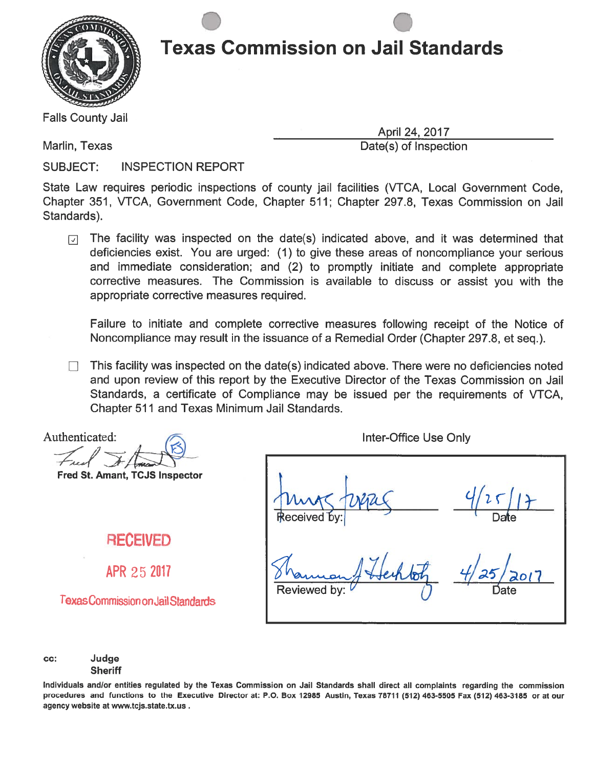# Texas Commission on Jail Standards

Falls County Jail

Marlin, Texas

April 24, 2017
Date(s) of Inspection

SUBJECT: INSPECTION REPORT

State Law requires periodic inspections of county jail facilities (VTCA, Local Government Code, Chapter 351, VTCA, Government Code, Chapter 511; Chapter 297.8, Texas Commission on Jail Standards).

- [x] The facility was inspected on the date(s) indicated above, and it was determined that deficiencies exist. You are urged: (1) to give these areas of noncompliance your serious and immediate consideration; and (2) to promptly initiate and complete appropriate corrective measures. The Commission is available to discuss or assist you with the appropriate corrective measures required.

  Failure to initiate and complete corrective measures following receipt of the Notice of Noncompliance may result in the issuance of a Remedial Order (Chapter 297.8, et seq.).

- [ ] This facility was inspected on the date(s) indicated above. There were no deficiencies noted and upon review of this report by the Executive Director of the Texas Commission on Jail Standards, a certificate of Compliance may be issued per the requirements of VTCA, Chapter 511 and Texas Minimum Jail Standards.

Authenticated:

Fred St. Amant, TCJS Inspector

RECEIVED

APR 25 2017

Texas Commission on Jail Standards

Inter-Office Use Only

| | |
|---|---|
| Received by: | Date: 4/25/17 |
| Reviewed by: | Date: 4/25/2017 |

cc: Judge
Sheriff

Individuals and/or entities regulated by the Texas Commission on Jail Standards shall direct all complaints regarding the commission procedures and functions to the Executive Director at: P.O. Box 12985 Austin, Texas 78711 (512) 463-5505 Fax (512) 463-3185 or at our agency website at www.tcjs.state.tx.us .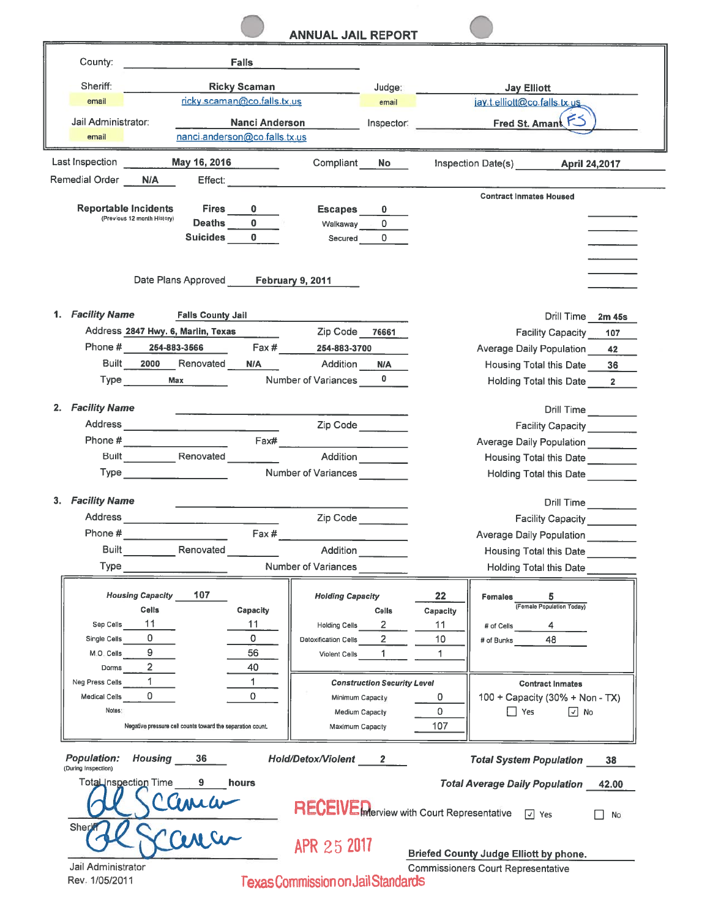# ANNUAL JAIL REPORT

County: Falls

Sheriff: Ricky Scaman
email: ricky.scaman@co.falls.tx.us

Judge: Jay Elliott
email: jay.t.elliott@co.falls.tx.us

Jail Administrator: Nanci Anderson
email: nanci.anderson@co.falls.tx.us

Inspector: Fred St. Amant FS

Last Inspection: May 16, 2016 Compliant: No Inspection Date(s): April 24,2017

Remedial Order: N/A Effect:

**Reportable Incidents** (Previous 12 month History)

| | | | |
|---|---|---|---|
| **Fires** | 0 | **Escapes** | 0 |
| **Deaths** | 0 | Walkaway | 0 |
| **Suicides** | 0 | Secured | 0 |

**Contract Inmates Housed**

Date Plans Approved: February 9, 2011

**1. *Facility Name*** Falls County Jail

Address: 2847 Hwy. 6, Marlin, Texas Zip Code: 76661

Phone #: 254-883-3566 Fax #: 254-883-3700

Built: 2000 Renovated: N/A Addition: N/A

Type: Max Number of Variances: 0

Drill Time: 2m 45s
Facility Capacity: 107
Average Daily Population: 42
Housing Total this Date: 36
Holding Total this Date: 2

**2. *Facility Name***

Address: Zip Code:
Phone #: Fax#:
Built: Renovated: Addition:
Type: Number of Variances:

Drill Time:
Facility Capacity:
Average Daily Population:
Housing Total this Date:
Holding Total this Date:

**3. *Facility Name***

Address: Zip Code:
Phone #: Fax #:
Built: Renovated: Addition:
Type: Number of Variances:

Drill Time:
Facility Capacity:
Average Daily Population:
Housing Total this Date:
Holding Total this Date:

***Housing Capacity*** 107

| | Cells | Capacity |
|---|---|---|
| Sep Cells | 11 | 11 |
| Single Cells | 0 | 0 |
| M.O. Cells | 9 | 56 |
| Dorms | 2 | 40 |
| Neg Press Cells | 1 | 1 |
| Medical Cells | 0 | 0 |

Notes: Negative pressure cell counts toward the separation count.

***Holding Capacity*** 22

| | Cells | Capacity |
|---|---|---|
| Holding Cells | 2 | 11 |
| Detoxification Cells | 2 | 10 |
| Violent Cells | 1 | 1 |

***Construction Security Level***

| | |
|---|---|
| Minimum Capacity | 0 |
| Medium Capacity | 0 |
| Maximum Capacity | 107 |

**Females** 5 (Female Population Today)

\# of Cells: 4
\# of Bunks: 48

**Contract Inmates**

100 + Capacity (30% + Non - TX)
☐ Yes ☑ No

***Population:*** (During Inspection) ***Housing*** 36 ***Hold/Detox/Violent*** 2 ***Total System Population*** 38

Total Inspection Time: 9 hours ***Total Average Daily Population*** 42.00

Sheriff

Jail Administrator

RECEIVED APR 25 2017 Texas Commission on Jail Standards

Interview with Court Representative ☑ Yes ☐ No

**Briefed County Judge Elliott by phone.**

Commissioners Court Representative

Rev. 1/05/2011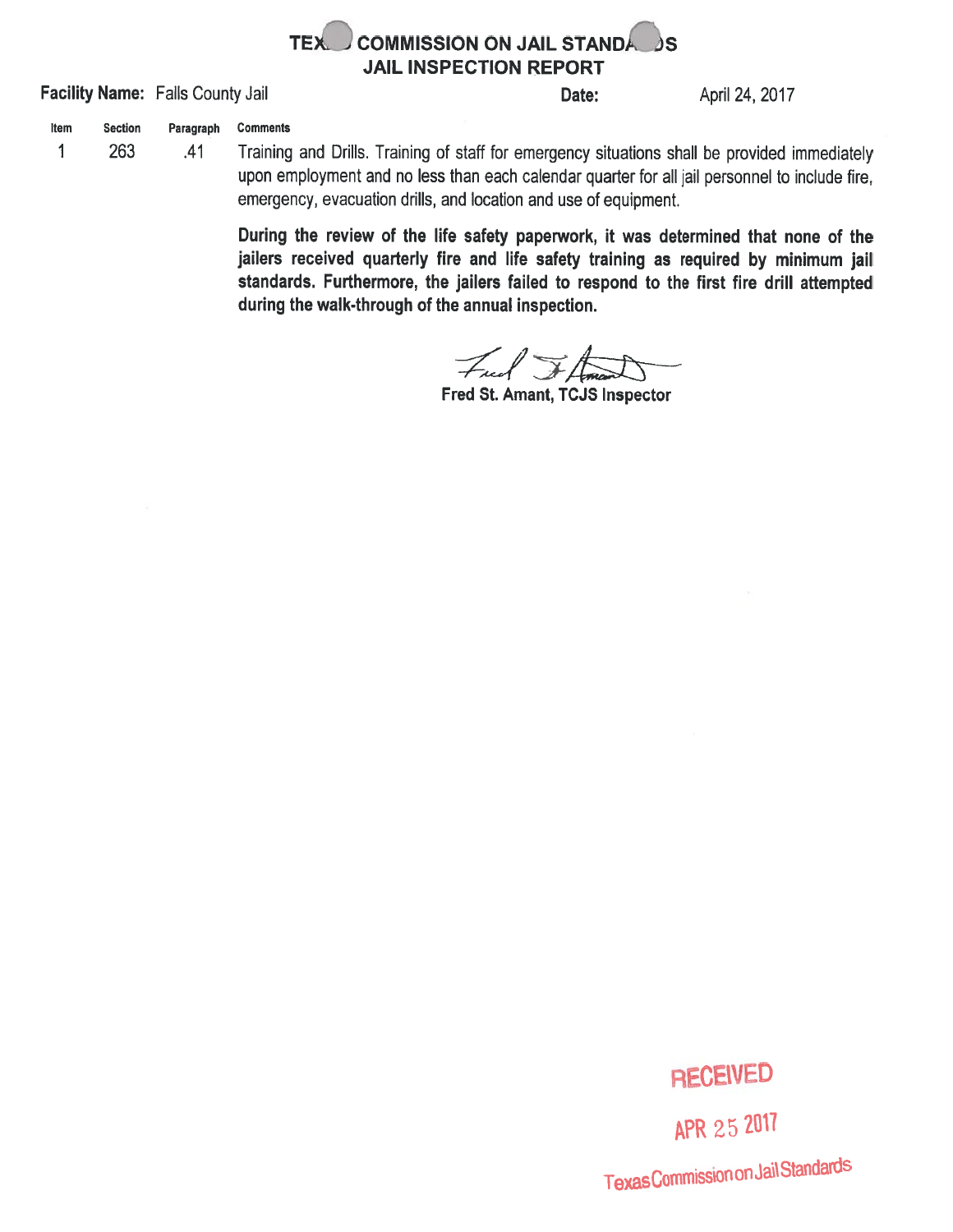# TEXAS COMMISSION ON JAIL STANDARDS
## JAIL INSPECTION REPORT

**Facility Name:** Falls County Jail **Date:** April 24, 2017

| Item | Section | Paragraph | Comments |
|---|---|---|---|
| 1 | 263 | .41 | Training and Drills. Training of staff for emergency situations shall be provided immediately upon employment and no less than each calendar quarter for all jail personnel to include fire, emergency, evacuation drills, and location and use of equipment. |

**During the review of the life safety paperwork, it was determined that none of the jailers received quarterly fire and life safety training as required by minimum jail standards. Furthermore, the jailers failed to respond to the first fire drill attempted during the walk-through of the annual inspection.**

Fred St. Amant, TCJS Inspector

RECEIVED
APR 25 2017
Texas Commission on Jail Standards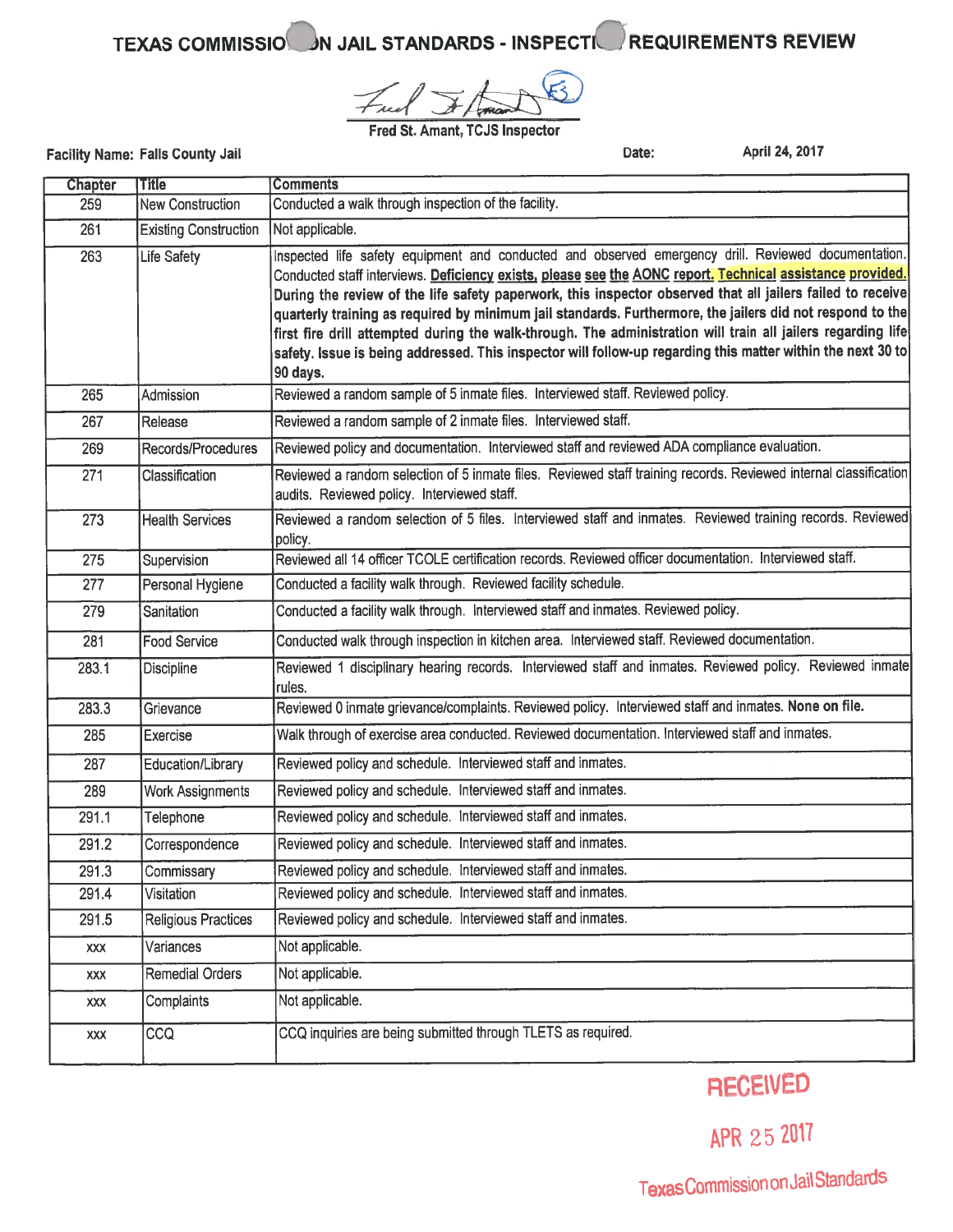# TEXAS COMMISSION ON JAIL STANDARDS - INSPECTION REQUIREMENTS REVIEW

Fred St. Amant, TCJS Inspector

**Facility Name:** Falls County Jail **Date:** April 24, 2017

| Chapter | Title | Comments |
|---|---|---|
| 259 | New Construction | Conducted a walk through inspection of the facility. |
| 261 | Existing Construction | Not applicable. |
| 263 | Life Safety | Inspected life safety equipment and conducted and observed emergency drill. Reviewed documentation. Conducted staff interviews. **Deficiency exists, please see the AONC report. Technical assistance provided. During the review of the life safety paperwork, this inspector observed that all jailers failed to receive quarterly training as required by minimum jail standards. Furthermore, the jailers did not respond to the first fire drill attempted during the walk-through. The administration will train all jailers regarding life safety. Issue is being addressed. This inspector will follow-up regarding this matter within the next 30 to 90 days.** |
| 265 | Admission | Reviewed a random sample of 5 inmate files. Interviewed staff. Reviewed policy. |
| 267 | Release | Reviewed a random sample of 2 inmate files. Interviewed staff. |
| 269 | Records/Procedures | Reviewed policy and documentation. Interviewed staff and reviewed ADA compliance evaluation. |
| 271 | Classification | Reviewed a random selection of 5 inmate files. Reviewed staff training records. Reviewed internal classification audits. Reviewed policy. Interviewed staff. |
| 273 | Health Services | Reviewed a random selection of 5 files. Interviewed staff and inmates. Reviewed training records. Reviewed policy. |
| 275 | Supervision | Reviewed all 14 officer TCOLE certification records. Reviewed officer documentation. Interviewed staff. |
| 277 | Personal Hygiene | Conducted a facility walk through. Reviewed facility schedule. |
| 279 | Sanitation | Conducted a facility walk through. Interviewed staff and inmates. Reviewed policy. |
| 281 | Food Service | Conducted walk through inspection in kitchen area. Interviewed staff. Reviewed documentation. |
| 283.1 | Discipline | Reviewed 1 disciplinary hearing records. Interviewed staff and inmates. Reviewed policy. Reviewed inmate rules. |
| 283.3 | Grievance | Reviewed 0 inmate grievance/complaints. Reviewed policy. Interviewed staff and inmates. **None on file.** |
| 285 | Exercise | Walk through of exercise area conducted. Reviewed documentation. Interviewed staff and inmates. |
| 287 | Education/Library | Reviewed policy and schedule. Interviewed staff and inmates. |
| 289 | Work Assignments | Reviewed policy and schedule. Interviewed staff and inmates. |
| 291.1 | Telephone | Reviewed policy and schedule. Interviewed staff and inmates. |
| 291.2 | Correspondence | Reviewed policy and schedule. Interviewed staff and inmates. |
| 291.3 | Commissary | Reviewed policy and schedule. Interviewed staff and inmates. |
| 291.4 | Visitation | Reviewed policy and schedule. Interviewed staff and inmates. |
| 291.5 | Religious Practices | Reviewed policy and schedule. Interviewed staff and inmates. |
| xxx | Variances | Not applicable. |
| xxx | Remedial Orders | Not applicable. |
| xxx | Complaints | Not applicable. |
| xxx | CCQ | CCQ inquiries are being submitted through TLETS as required. |

RECEIVED

APR 25 2017

Texas Commission on Jail Standards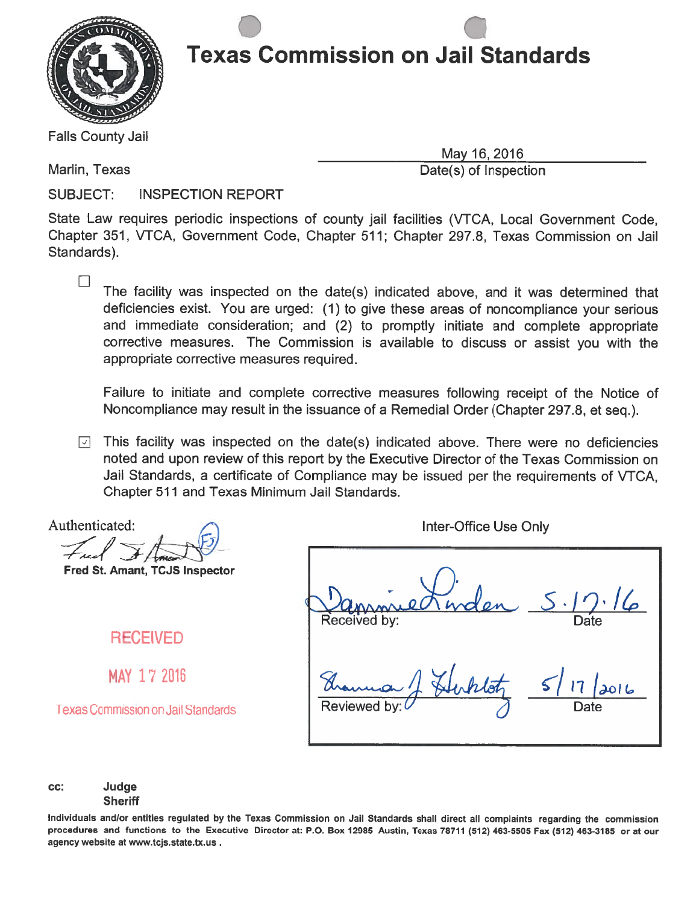# Texas Commission on Jail Standards

Falls County Jail

Marlin, Texas

May 16, 2016
Date(s) of Inspection

SUBJECT: INSPECTION REPORT

State Law requires periodic inspections of county jail facilities (VTCA, Local Government Code, Chapter 351, VTCA, Government Code, Chapter 511; Chapter 297.8, Texas Commission on Jail Standards).

☐ The facility was inspected on the date(s) indicated above, and it was determined that deficiencies exist. You are urged: (1) to give these areas of noncompliance your serious and immediate consideration; and (2) to promptly initiate and complete appropriate corrective measures. The Commission is available to discuss or assist you with the appropriate corrective measures required.

Failure to initiate and complete corrective measures following receipt of the Notice of Noncompliance may result in the issuance of a Remedial Order (Chapter 297.8, et seq.).

☑ This facility was inspected on the date(s) indicated above. There were no deficiencies noted and upon review of this report by the Executive Director of the Texas Commission on Jail Standards, a certificate of Compliance may be issued per the requirements of VTCA, Chapter 511 and Texas Minimum Jail Standards.

Authenticated:

Fred St. Amant, TCJS Inspector

RECEIVED

MAY 17 2016

Texas Commission on Jail Standards

Inter-Office Use Only

| | |
|---|---|
| Received by: Dammie Linden | Date: 5.17.16 |
| Reviewed by: Shannon J. Herklotz | Date: 5/17/2016 |

cc: Judge
Sheriff

**Individuals and/or entities regulated by the Texas Commission on Jail Standards shall direct all complaints regarding the commission procedures and functions to the Executive Director at: P.O. Box 12985 Austin, Texas 78711 (512) 463-5505 Fax (512) 463-3185 or at our agency website at www.tcjs.state.tx.us .**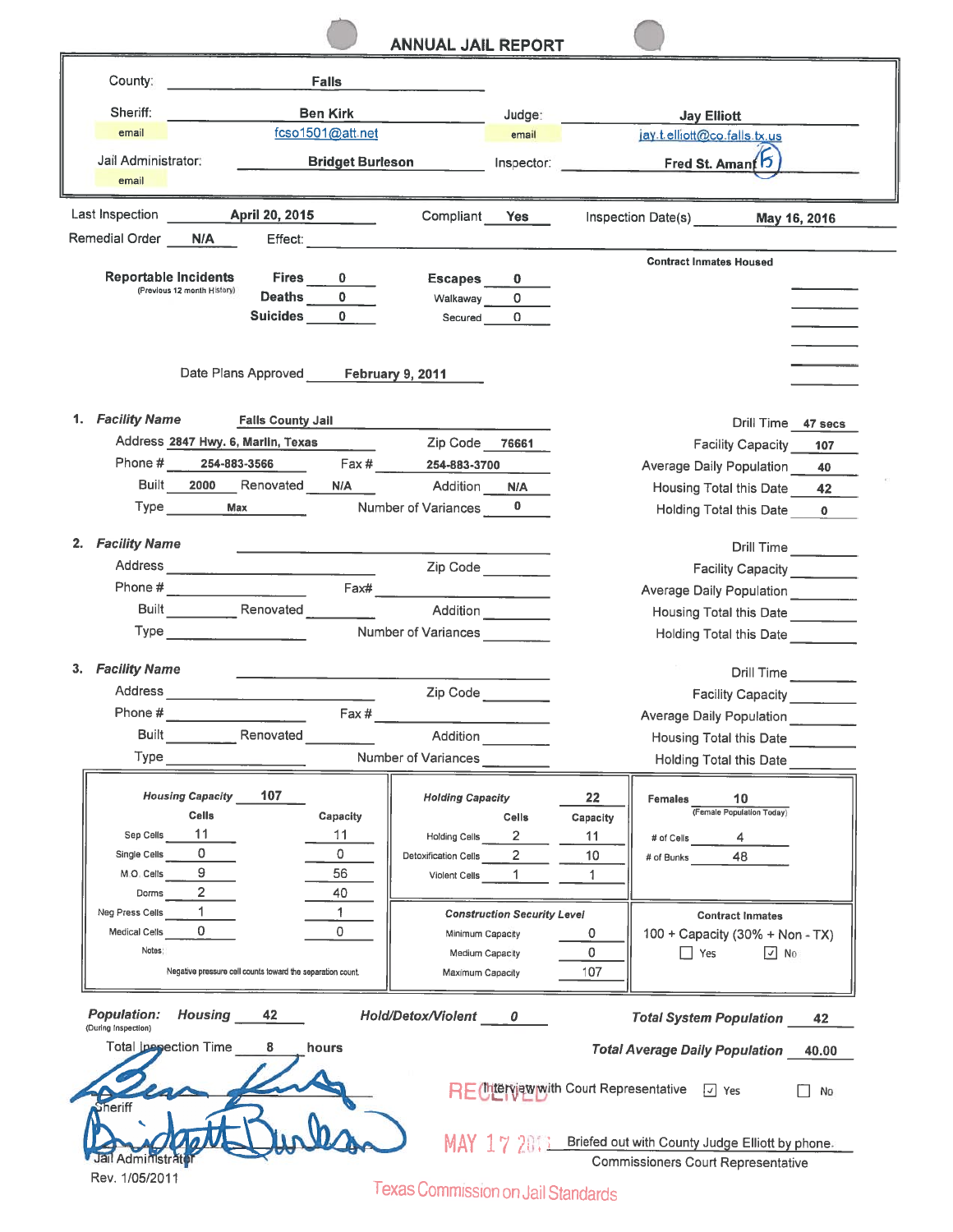# ANNUAL JAIL REPORT

| | | | |
|---|---|---|---|
| County: | Falls | | |
| Sheriff: | Ben Kirk | Judge: | Jay Elliott |
| email | fcso1501@att.net | email | jay.t.elliott@co.falls.tx.us |
| Jail Administrator: | Bridget Burleson | Inspector: | Fred St. Amant |
| email | | | |

Last Inspection: **April 20, 2015** Compliant: **Yes** Inspection Date(s): **May 16, 2016**

Remedial Order: **N/A** Effect:

**Reportable Incidents** (Previous 12 month History)

| | | | |
|---|---|---|---|
| Fires | 0 | Escapes | 0 |
| Deaths | 0 | Walkaway | 0 |
| Suicides | 0 | Secured | 0 |

**Contract Inmates Housed**

Date Plans Approved: **February 9, 2011**

**1. *Facility Name*** Falls County Jail

| | | | | | |
|---|---|---|---|---|---|
| Address | 2847 Hwy. 6, Marlin, Texas | Zip Code | 76661 | Drill Time | 47 secs |
| Phone # | 254-883-3566 | Fax # | 254-883-3700 | Facility Capacity | 107 |
| Built | 2000 | Renovated | N/A | Average Daily Population | 40 |
| | | Addition | N/A | Housing Total this Date | 42 |
| Type | Max | Number of Variances | 0 | Holding Total this Date | 0 |

**2. *Facility Name***

Address ____ Zip Code ____ Drill Time ____
Phone # ____ Fax# ____ Facility Capacity ____
Built ____ Renovated ____ Addition ____ Average Daily Population ____
Type ____ Number of Variances ____ Housing Total this Date ____ Holding Total this Date ____

**3. *Facility Name***

Address ____ Zip Code ____ Drill Time ____
Phone # ____ Fax # ____ Facility Capacity ____
Built ____ Renovated ____ Addition ____ Average Daily Population ____
Type ____ Number of Variances ____ Housing Total this Date ____ Holding Total this Date ____

***Housing Capacity*** 107

| | Cells | Capacity |
|---|---|---|
| Sep Cells | 11 | 11 |
| Single Cells | 0 | 0 |
| M.O. Cells | 9 | 56 |
| Dorms | 2 | 40 |
| Neg Press Cells | 1 | 1 |
| Medical Cells | 0 | 0 |

Notes: Negative pressure cell counts toward the separation count.

***Holding Capacity*** 22

| | Cells | Capacity |
|---|---|---|
| Holding Cells | 2 | 11 |
| Detoxification Cells | 2 | 10 |
| Violent Cells | 1 | 1 |

***Construction Security Level***

| | |
|---|---|
| Minimum Capacity | 0 |
| Medium Capacity | 0 |
| Maximum Capacity | 107 |

**Females** 10 (Female Population Today)

| | |
|---|---|
| # of Cells | 4 |
| # of Bunks | 48 |

**Contract Inmates**

100 + Capacity (30% + Non - TX) ☐ Yes ☑ No

***Population:*** (During Inspection) ***Housing*** 42 ***Hold/Detox/Violent*** 0 ***Total System Population*** 42

Total Inspection Time 8 hours ***Total Average Daily Population*** 40.00

Interview with Court Representative ☑ Yes ☐ No

Briefed out with County Judge Elliott by phone.
Commissioners Court Representative

Sheriff

Jail Administrator

RECEIVED MAY 17 2016 Texas Commission on Jail Standards

Rev. 1/05/2011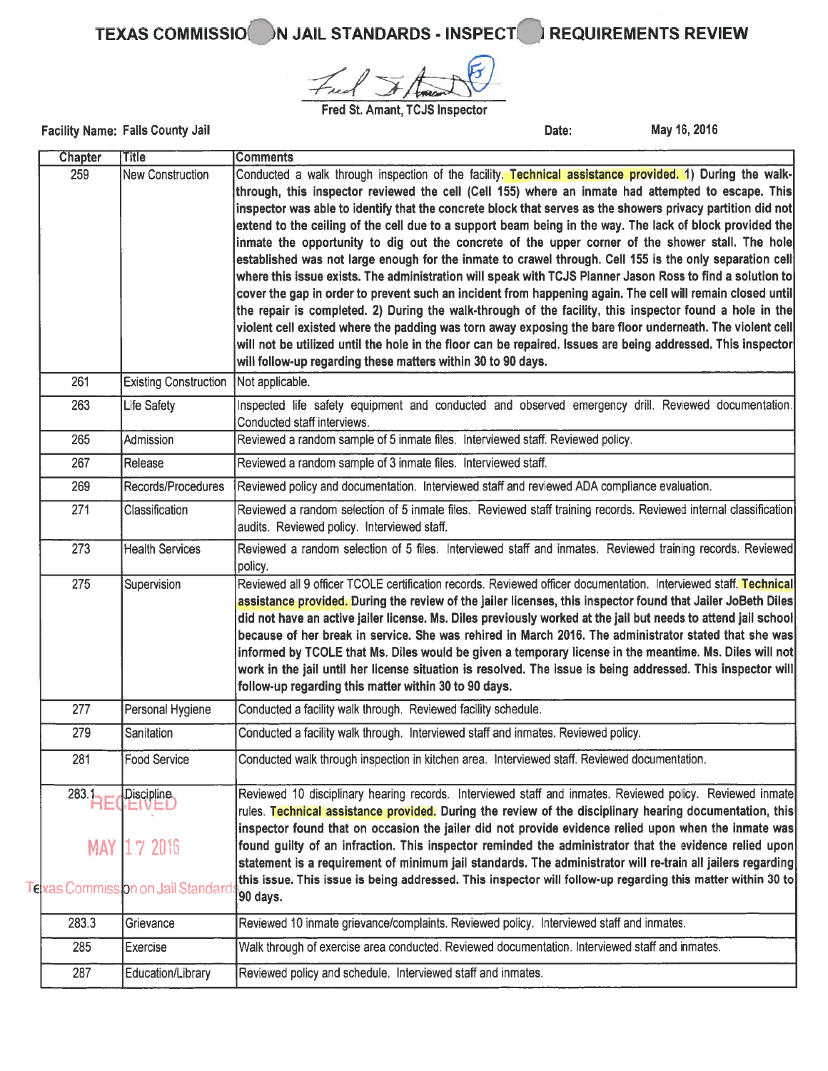# TEXAS COMMISSION ON JAIL STANDARDS - INSPECTION REQUIREMENTS REVIEW

Fred St. Amant, TCJS Inspector

**Facility Name:** Falls County Jail **Date:** May 16, 2016

| Chapter | Title | Comments |
|---|---|---|
| 259 | New Construction | Conducted a walk through inspection of the facility. **Technical assistance provided. 1) During the walk-through, this inspector reviewed the cell (Cell 155) where an inmate had attempted to escape. This inspector was able to identify that the concrete block that serves as the showers privacy partition did not extend to the ceiling of the cell due to a support beam being in the way. The lack of block provided the inmate the opportunity to dig out the concrete of the upper corner of the shower stall. The hole established was not large enough for the inmate to crawel through. Cell 155 is the only separation cell where this issue exists. The administration will speak with TCJS Planner Jason Ross to find a solution to cover the gap in order to prevent such an incident from happening again. The cell will remain closed until the repair is completed. 2) During the walk-through of the facility, this inspector found a hole in the violent cell existed where the padding was torn away exposing the bare floor underneath. The violent cell will not be utilized until the hole in the floor can be repaired. Issues are being addressed. This inspector will follow-up regarding these matters within 30 to 90 days.** |
| 261 | Existing Construction | Not applicable. |
| 263 | Life Safety | Inspected life safety equipment and conducted and observed emergency drill. Reviewed documentation. Conducted staff interviews. |
| 265 | Admission | Reviewed a random sample of 5 inmate files. Interviewed staff. Reviewed policy. |
| 267 | Release | Reviewed a random sample of 3 inmate files. Interviewed staff. |
| 269 | Records/Procedures | Reviewed policy and documentation. Interviewed staff and reviewed ADA compliance evaluation. |
| 271 | Classification | Reviewed a random selection of 5 inmate files. Reviewed staff training records. Reviewed internal classification audits. Reviewed policy. Interviewed staff. |
| 273 | Health Services | Reviewed a random selection of 5 files. Interviewed staff and inmates. Reviewed training records. Reviewed policy. |
| 275 | Supervision | Reviewed all 9 officer TCOLE certification records. Reviewed officer documentation. Interviewed staff. **Technical assistance provided. During the review of the jailer licenses, this inspector found that Jailer JoBeth Diles did not have an active jailer license. Ms. Diles previously worked at the jail but needs to attend jail school because of her break in service. She was rehired in March 2016. The administrator stated that she was informed by TCOLE that Ms. Diles would be given a temporary license in the meantime. Ms. Diles will not work in the jail until her license situation is resolved. The issue is being addressed. This inspector will follow-up regarding this matter within 30 to 90 days.** |
| 277 | Personal Hygiene | Conducted a facility walk through. Reviewed facility schedule. |
| 279 | Sanitation | Conducted a facility walk through. Interviewed staff and inmates. Reviewed policy. |
| 281 | Food Service | Conducted walk through inspection in kitchen area. Interviewed staff. Reviewed documentation. |
| 283.1 | Discipline | Reviewed 10 disciplinary hearing records. Interviewed staff and inmates. Reviewed policy. Reviewed inmate rules. **Technical assistance provided. During the review of the disciplinary hearing documentation, this inspector found that on occasion the jailer did not provide evidence relied upon when the inmate was found guilty of an infraction. This inspector reminded the administrator that the evidence relied upon statement is a requirement of minimum jail standards. The administrator will re-train all jailers regarding this issue. This issue is being addressed. This inspector will follow-up regarding this matter within 30 to 90 days.** |
| 283.3 | Grievance | Reviewed 10 inmate grievance/complaints. Reviewed policy. Interviewed staff and inmates. |
| 285 | Exercise | Walk through of exercise area conducted. Reviewed documentation. Interviewed staff and inmates. |
| 287 | Education/Library | Reviewed policy and schedule. Interviewed staff and inmates. |

RECEIVED
MAY 17 2016
Texas Commission on Jail Standards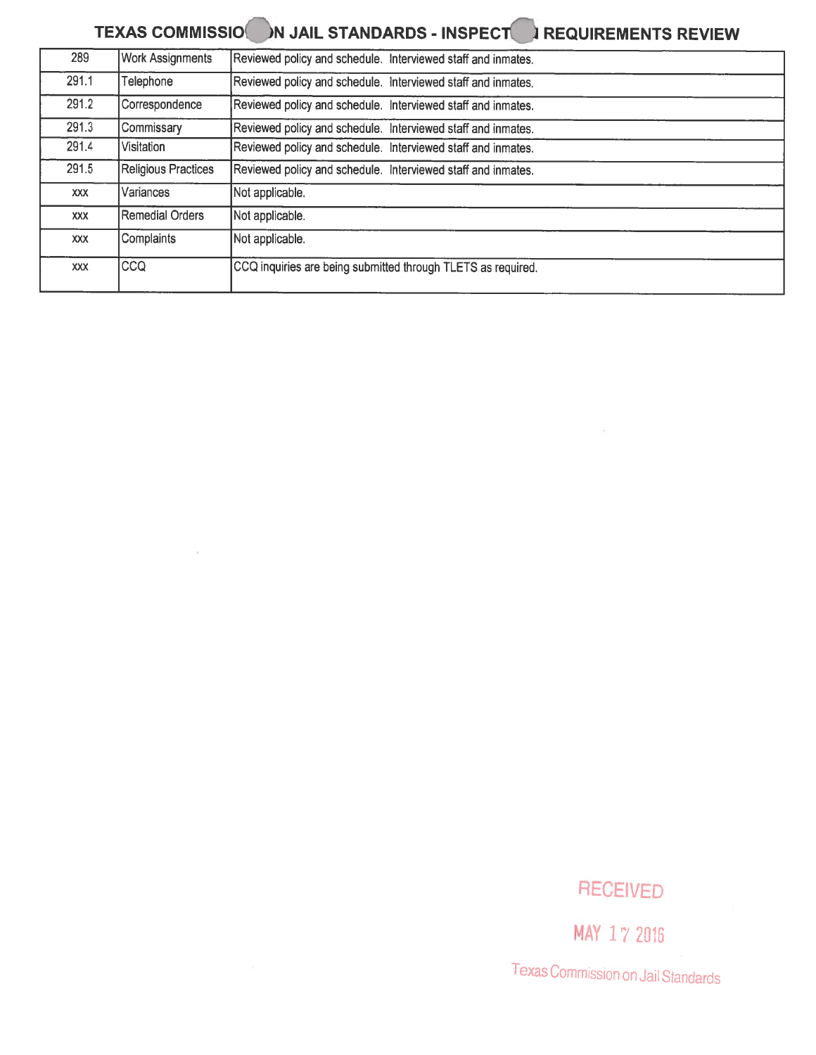# TEXAS COMMISSION ON JAIL STANDARDS - INSPECTION REQUIREMENTS REVIEW

| | | |
|---|---|---|
| 289 | Work Assignments | Reviewed policy and schedule. Interviewed staff and inmates. |
| 291.1 | Telephone | Reviewed policy and schedule. Interviewed staff and inmates. |
| 291.2 | Correspondence | Reviewed policy and schedule. Interviewed staff and inmates. |
| 291.3 | Commissary | Reviewed policy and schedule. Interviewed staff and inmates. |
| 291.4 | Visitation | Reviewed policy and schedule. Interviewed staff and inmates. |
| 291.5 | Religious Practices | Reviewed policy and schedule. Interviewed staff and inmates. |
| xxx | Variances | Not applicable. |
| xxx | Remedial Orders | Not applicable. |
| xxx | Complaints | Not applicable. |
| xxx | CCQ | CCQ inquiries are being submitted through TLETS as required. |

RECEIVED

MAY 17 2016

Texas Commission on Jail Standards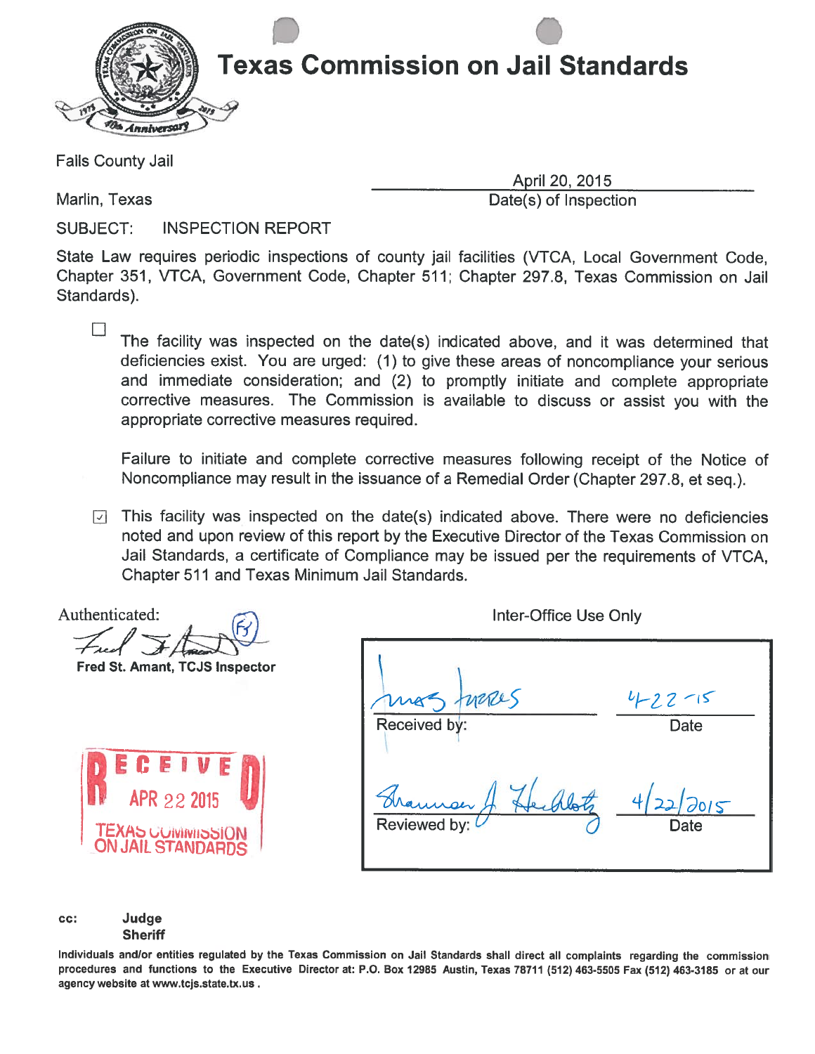# Texas Commission on Jail Standards

Falls County Jail

Marlin, Texas

April 20, 2015
Date(s) of Inspection

SUBJECT: INSPECTION REPORT

State Law requires periodic inspections of county jail facilities (VTCA, Local Government Code, Chapter 351, VTCA, Government Code, Chapter 511; Chapter 297.8, Texas Commission on Jail Standards).

☐ The facility was inspected on the date(s) indicated above, and it was determined that deficiencies exist. You are urged: (1) to give these areas of noncompliance your serious and immediate consideration; and (2) to promptly initiate and complete appropriate corrective measures. The Commission is available to discuss or assist you with the appropriate corrective measures required.

Failure to initiate and complete corrective measures following receipt of the Notice of Noncompliance may result in the issuance of a Remedial Order (Chapter 297.8, et seq.).

☑ This facility was inspected on the date(s) indicated above. There were no deficiencies noted and upon review of this report by the Executive Director of the Texas Commission on Jail Standards, a certificate of Compliance may be issued per the requirements of VTCA, Chapter 511 and Texas Minimum Jail Standards.

Authenticated:

Fred St. Amant, TCJS Inspector

RECEIVED
APR 22 2015
TEXAS COMMISSION ON JAIL STANDARDS

Inter-Office Use Only

| | |
|---|---|
| Received by: | Date: 4-22-15 |
| Reviewed by: | Date: 4/22/2015 |

cc: Judge
Sheriff

**Individuals and/or entities regulated by the Texas Commission on Jail Standards shall direct all complaints regarding the commission procedures and functions to the Executive Director at: P.O. Box 12985 Austin, Texas 78711 (512) 463-5505 Fax (512) 463-3185 or at our agency website at www.tcjs.state.tx.us .**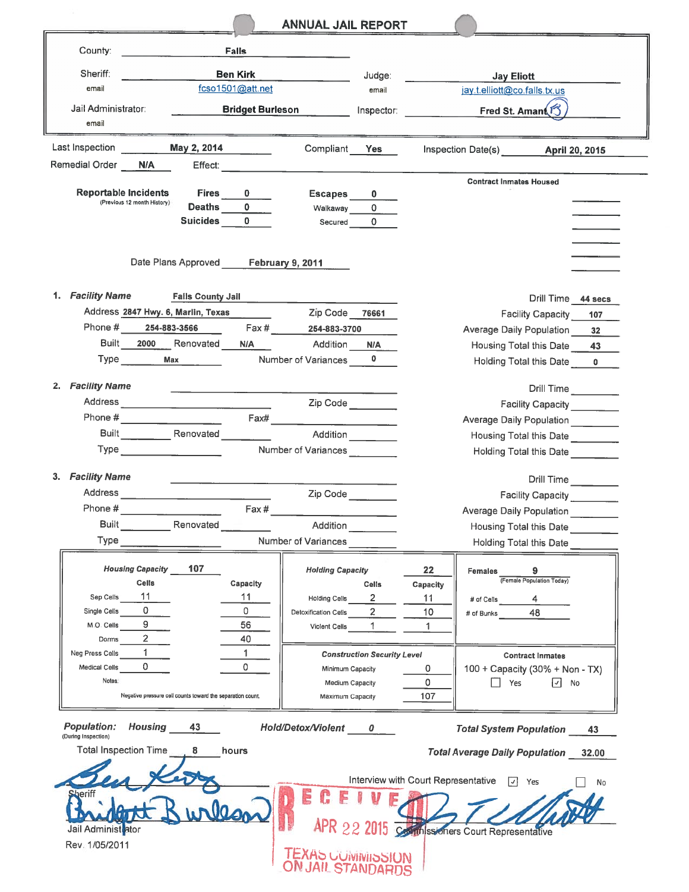# ANNUAL JAIL REPORT

County: Falls

Sheriff: Ben Kirk
email: fcso1501@att.net

Judge: Jay Eliott
email: jay.t.elliott@co.falls.tx.us

Jail Administrator: Bridget Burleson
email:

Inspector: Fred St. Amant

Last Inspection: May 2, 2014 Compliant: Yes Inspection Date(s): April 20, 2015

Remedial Order: N/A Effect:

**Reportable Incidents** (Previous 12 month History)

| | | | |
|---|---|---|---|
| Fires | 0 | Escapes | 0 |
| Deaths | 0 | Walkaway | 0 |
| Suicides | 0 | Secured | 0 |

Contract Inmates Housed

Date Plans Approved: February 9, 2011

**1. *Facility Name*** Falls County Jail

Address: 2847 Hwy. 6, Marlin, Texas Zip Code: 76661

Phone #: 254-883-3566 Fax #: 254-883-3700

Built: 2000 Renovated: N/A Addition: N/A

Type: Max Number of Variances: 0

Drill Time: 44 secs
Facility Capacity: 107
Average Daily Population: 32
Housing Total this Date: 43
Holding Total this Date: 0

**2. *Facility Name***

Address: Zip Code:
Phone #: Fax#:
Built: Renovated: Addition:
Type: Number of Variances:

Drill Time:
Facility Capacity:
Average Daily Population:
Housing Total this Date:
Holding Total this Date:

**3. *Facility Name***

Address: Zip Code:
Phone #: Fax #:
Built: Renovated: Addition:
Type: Number of Variances:

Drill Time:
Facility Capacity:
Average Daily Population:
Housing Total this Date:
Holding Total this Date:

***Housing Capacity*** 107

| | Cells | Capacity |
|---|---|---|
| Sep Cells | 11 | 11 |
| Single Cells | 0 | 0 |
| M.O. Cells | 9 | 56 |
| Dorms | 2 | 40 |
| Neg Press Cells | 1 | 1 |
| Medical Cells | 0 | 0 |

Notes:

Negative pressure cell counts toward the separation count.

***Holding Capacity*** 22

| | Cells | Capacity |
|---|---|---|
| Holding Cells | 2 | 11 |
| Detoxification Cells | 2 | 10 |
| Violent Cells | 1 | 1 |

Females: 9 (Female Population Today)
# of Cells: 4
# of Bunks: 48

***Construction Security Level***

| | |
|---|---|
| Minimum Capacity | 0 |
| Medium Capacity | 0 |
| Maximum Capacity | 107 |

**Contract Inmates**

100 + Capacity (30% + Non - TX) ☐ Yes ☑ No

***Population:*** (During Inspection) ***Housing*** 43 ***Hold/Detox/Violent*** 0 ***Total System Population*** 43

Total Inspection Time: 8 hours ***Total Average Daily Population*** 32.00

Interview with Court Representative ☑ Yes ☐ No

Sheriff

Jail Administrator

Commissioners Court Representative

RECEIVED APR 22 2015 TEXAS COMMISSION ON JAIL STANDARDS

Rev. 1/05/2011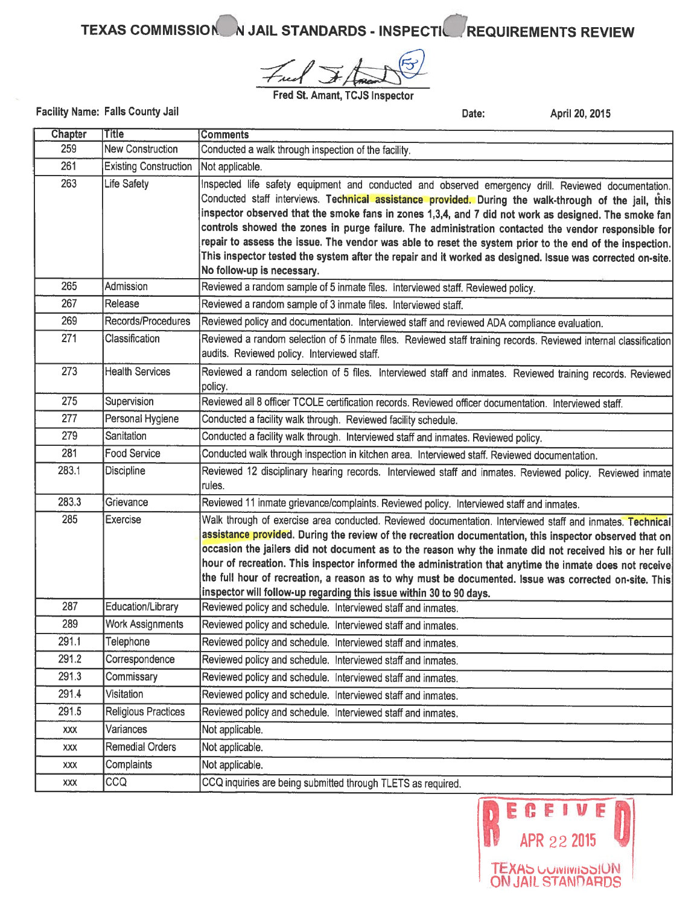# TEXAS COMMISSION ON JAIL STANDARDS - INSPECTION REQUIREMENTS REVIEW

Fred St. Amant, TCJS Inspector

**Facility Name:** Falls County Jail **Date:** April 20, 2015

| Chapter | Title | Comments |
|---|---|---|
| 259 | New Construction | Conducted a walk through inspection of the facility. |
| 261 | Existing Construction | Not applicable. |
| 263 | Life Safety | Inspected life safety equipment and conducted and observed emergency drill. Reviewed documentation. Conducted staff interviews. **Technical assistance provided. During the walk-through of the jail, this inspector observed that the smoke fans in zones 1,3,4, and 7 did not work as designed. The smoke fan controls showed the zones in purge failure. The administration contacted the vendor responsible for repair to assess the issue. The vendor was able to reset the system prior to the end of the inspection. This inspector tested the system after the repair and it worked as designed. Issue was corrected on-site. No follow-up is necessary.** |
| 265 | Admission | Reviewed a random sample of 5 inmate files. Interviewed staff. Reviewed policy. |
| 267 | Release | Reviewed a random sample of 3 inmate files. Interviewed staff. |
| 269 | Records/Procedures | Reviewed policy and documentation. Interviewed staff and reviewed ADA compliance evaluation. |
| 271 | Classification | Reviewed a random selection of 5 inmate files. Reviewed staff training records. Reviewed internal classification audits. Reviewed policy. Interviewed staff. |
| 273 | Health Services | Reviewed a random selection of 5 files. Interviewed staff and inmates. Reviewed training records. Reviewed policy. |
| 275 | Supervision | Reviewed all 8 officer TCOLE certification records. Reviewed officer documentation. Interviewed staff. |
| 277 | Personal Hygiene | Conducted a facility walk through. Reviewed facility schedule. |
| 279 | Sanitation | Conducted a facility walk through. Interviewed staff and inmates. Reviewed policy. |
| 281 | Food Service | Conducted walk through inspection in kitchen area. Interviewed staff. Reviewed documentation. |
| 283.1 | Discipline | Reviewed 12 disciplinary hearing records. Interviewed staff and inmates. Reviewed policy. Reviewed inmate rules. |
| 283.3 | Grievance | Reviewed 11 inmate grievance/complaints. Reviewed policy. Interviewed staff and inmates. |
| 285 | Exercise | Walk through of exercise area conducted. Reviewed documentation. Interviewed staff and inmates. **Technical assistance provided. During the review of the recreation documentation, this inspector observed that on occasion the jailers did not document as to the reason why the inmate did not received his or her full hour of recreation. This inspector informed the administration that anytime the inmate does not receive the full hour of recreation, a reason as to why must be documented. Issue was corrected on-site. This inspector will follow-up regarding this issue within 30 to 90 days.** |
| 287 | Education/Library | Reviewed policy and schedule. Interviewed staff and inmates. |
| 289 | Work Assignments | Reviewed policy and schedule. Interviewed staff and inmates. |
| 291.1 | Telephone | Reviewed policy and schedule. Interviewed staff and inmates. |
| 291.2 | Correspondence | Reviewed policy and schedule. Interviewed staff and inmates. |
| 291.3 | Commissary | Reviewed policy and schedule. Interviewed staff and inmates. |
| 291.4 | Visitation | Reviewed policy and schedule. Interviewed staff and inmates. |
| 291.5 | Religious Practices | Reviewed policy and schedule. Interviewed staff and inmates. |
| xxx | Variances | Not applicable. |
| xxx | Remedial Orders | Not applicable. |
| xxx | Complaints | Not applicable. |
| xxx | CCQ | CCQ inquiries are being submitted through TLETS as required. |

RECEIVED APR 22 2015 TEXAS COMMISSION ON JAIL STANDARDS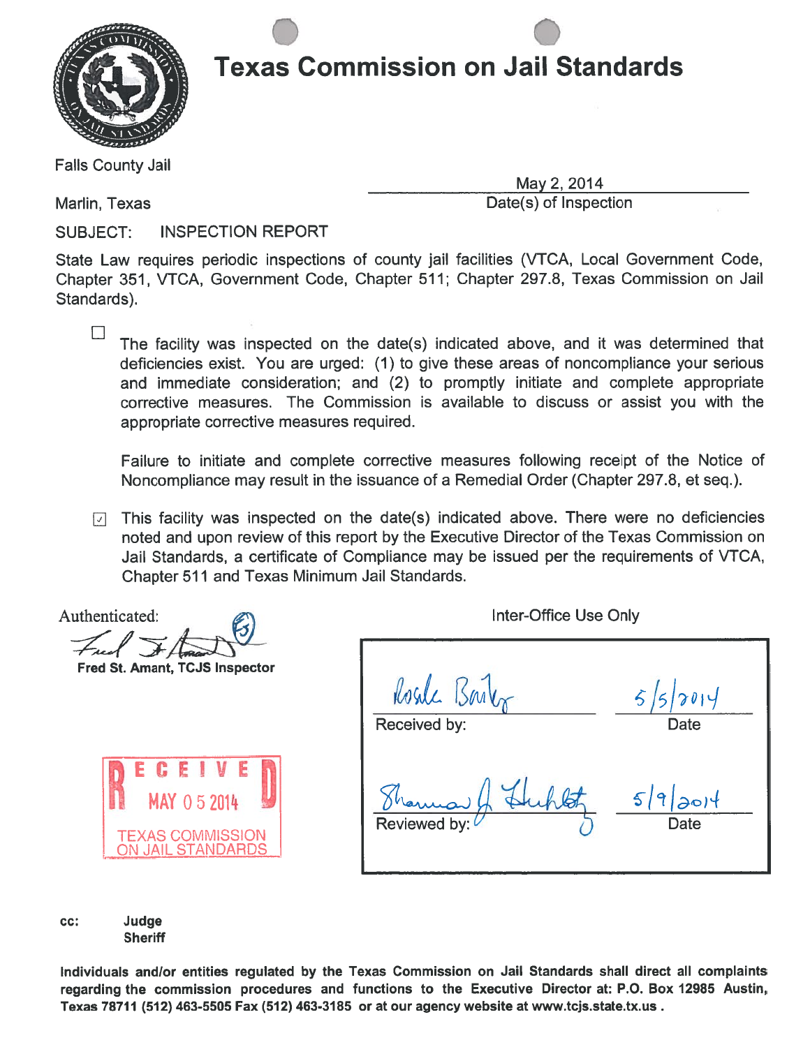# Texas Commission on Jail Standards

Falls County Jail

Marlin, Texas

May 2, 2014
Date(s) of Inspection

SUBJECT: INSPECTION REPORT

State Law requires periodic inspections of county jail facilities (VTCA, Local Government Code, Chapter 351, VTCA, Government Code, Chapter 511; Chapter 297.8, Texas Commission on Jail Standards).

☐ The facility was inspected on the date(s) indicated above, and it was determined that deficiencies exist. You are urged: (1) to give these areas of noncompliance your serious and immediate consideration; and (2) to promptly initiate and complete appropriate corrective measures. The Commission is available to discuss or assist you with the appropriate corrective measures required.

Failure to initiate and complete corrective measures following receipt of the Notice of Noncompliance may result in the issuance of a Remedial Order (Chapter 297.8, et seq.).

☑ This facility was inspected on the date(s) indicated above. There were no deficiencies noted and upon review of this report by the Executive Director of the Texas Commission on Jail Standards, a certificate of Compliance may be issued per the requirements of VTCA, Chapter 511 and Texas Minimum Jail Standards.

Authenticated:

Fred St. Amant, TCJS Inspector

RECEIVED
MAY 05 2014
TEXAS COMMISSION ON JAIL STANDARDS

Inter-Office Use Only

| | |
|---|---|
| Rosalie Bailey | 5/5/2014 |
| Received by: | Date |
| Shannon J. Herklotz | 5/9/2014 |
| Reviewed by: | Date |

cc: Judge
Sheriff

**Individuals and/or entities regulated by the Texas Commission on Jail Standards shall direct all complaints regarding the commission procedures and functions to the Executive Director at: P.O. Box 12985 Austin, Texas 78711 (512) 463-5505 Fax (512) 463-3185 or at our agency website at www.tcjs.state.tx.us .**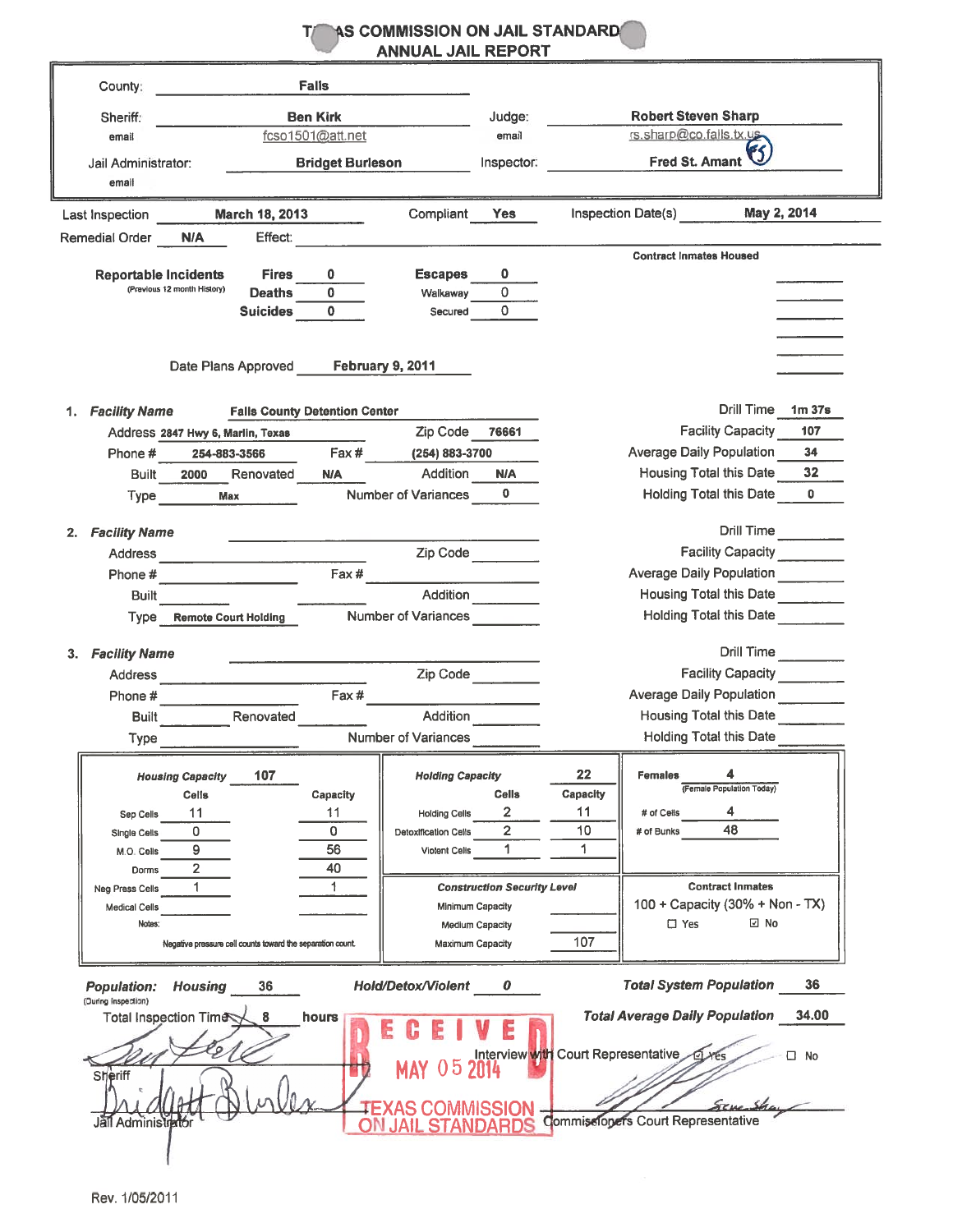# TEXAS COMMISSION ON JAIL STANDARDS
## ANNUAL JAIL REPORT

| | | | |
|---|---|---|---|
| County: | Falls | | |
| Sheriff: | Ben Kirk | Judge: | Robert Steven Sharp |
| email | fcso1501@att.net | email | rs.sharp@co.falls.tx.us |
| Jail Administrator: | Bridget Burleson | Inspector: | Fred St. Amant |
| email | | | |

Last Inspection: March 18, 2013 Compliant: Yes Inspection Date(s): May 2, 2014

Remedial Order: N/A Effect:

**Reportable Incidents** (Previous 12 month History)

| | | | |
|---|---|---|---|
| Fires | 0 | Escapes | 0 |
| Deaths | 0 | Walkaway | 0 |
| Suicides | 0 | Secured | 0 |

**Contract Inmates Housed**

Date Plans Approved: February 9, 2011

**1. Facility Name:** Falls County Detention Center

| | | | |
|---|---|---|---|
| Address | 2847 Hwy 6, Marlin, Texas | Zip Code | 76661 |
| Phone # | 254-883-3566 | Fax # | (254) 883-3700 |
| Built | 2000 | Renovated | N/A |
| Addition | N/A | Type | Max |
| Number of Variances | 0 | | |
| Drill Time | 1m 37s | Facility Capacity | 107 |
| Average Daily Population | 34 | Housing Total this Date | 32 |
| Holding Total this Date | 0 | | |

**2. Facility Name:**

Address: Zip Code:
Phone #: Fax #:
Built: Addition:
Type: Remote Court Holding Number of Variances:
Drill Time: Facility Capacity: Average Daily Population: Housing Total this Date: Holding Total this Date:

**3. Facility Name:**

Address: Zip Code:
Phone #: Fax #:
Built: Renovated: Addition:
Type: Number of Variances:
Drill Time: Facility Capacity: Average Daily Population: Housing Total this Date: Holding Total this Date:

| ***Housing Capacity*** 107 | Cells | Capacity |
|---|---|---|
| Sep Cells | 11 | 11 |
| Single Cells | 0 | 0 |
| M.O. Cells | 9 | 56 |
| Dorms | 2 | 40 |
| Neg Press Cells | 1 | 1 |
| Medical Cells | | |

Notes:

Negative pressure cell counts toward the separation count.

| ***Holding Capacity*** 22 | Cells | Capacity |
|---|---|---|
| Holding Cells | 2 | 11 |
| Detoxification Cells | 2 | 10 |
| Violent Cells | 1 | 1 |

**Females** 4 (Female Population Today)
\# of Cells: 4
\# of Bunks: 48

***Construction Security Level***

| | |
|---|---|
| Minimum Capacity | |
| Medium Capacity | |
| Maximum Capacity | 107 |

**Contract Inmates**
100 + Capacity (30% + Non - TX)
☐ Yes ☑ No

***Population:*** (During Inspection) ***Housing*** 36 ***Hold/Detox/Violent*** 0 ***Total System Population*** 36

Total Inspection Time: 8 hours ***Total Average Daily Population*** 34.00

Interview with Court Representative ☑ Yes ☐ No

Sheriff

Jail Administrator

Commissioners Court Representative

RECEIVED MAY 05 2014 TEXAS COMMISSION ON JAIL STANDARDS

Rev. 1/05/2011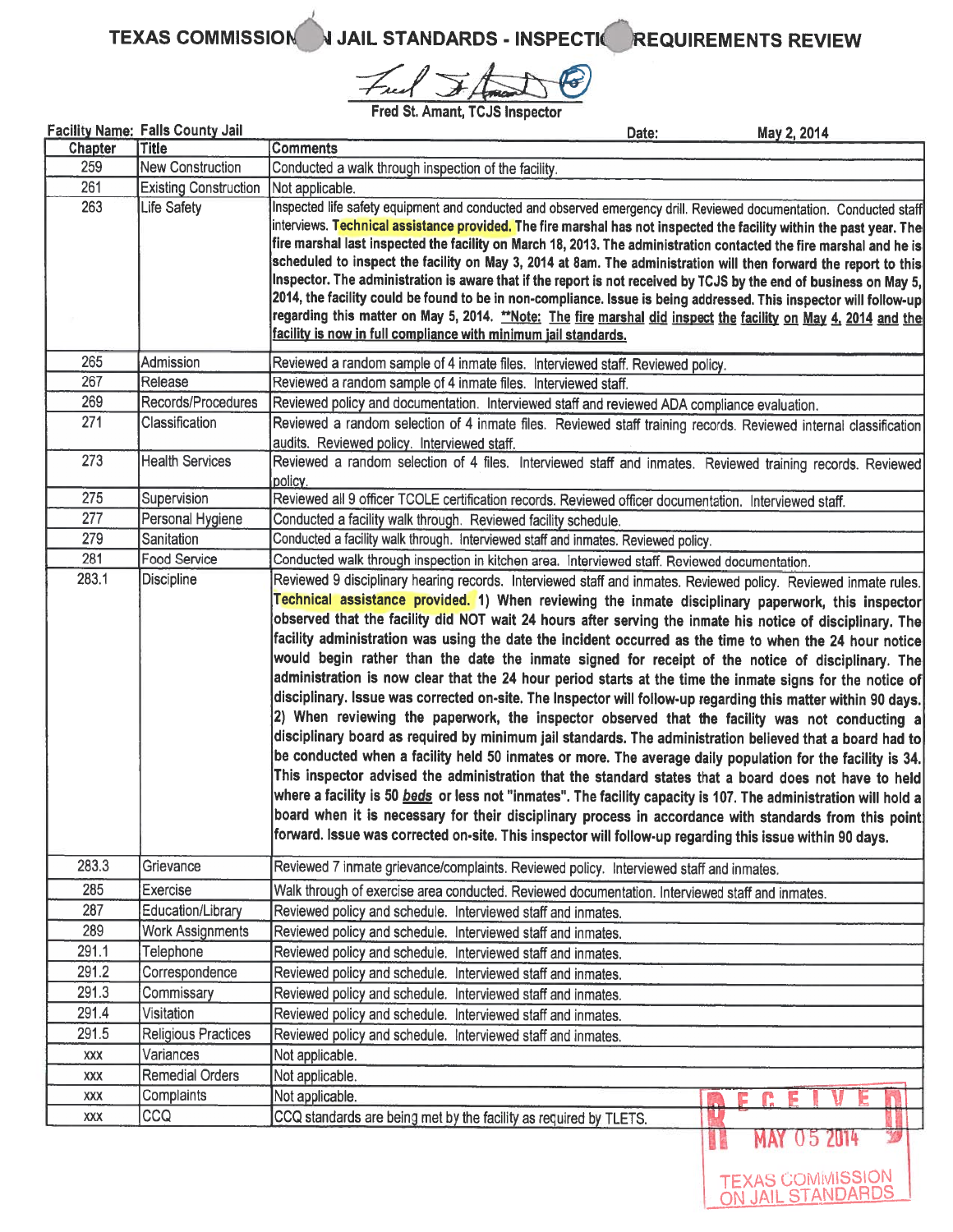# TEXAS COMMISSION ON JAIL STANDARDS - INSPECTION REQUIREMENTS REVIEW

Fred St. Amant, TCJS Inspector

**Facility Name:** Falls County Jail **Date:** May 2, 2014

| Chapter | Title | Comments |
|---|---|---|
| 259 | New Construction | Conducted a walk through inspection of the facility. |
| 261 | Existing Construction | Not applicable. |
| 263 | Life Safety | Inspected life safety equipment and conducted and observed emergency drill. Reviewed documentation. Conducted staff interviews. **Technical assistance provided. The fire marshal has not inspected the facility within the past year. The fire marshal last inspected the facility on March 18, 2013. The administration contacted the fire marshal and he is scheduled to inspect the facility on May 3, 2014 at 8am. The administration will then forward the report to this Inspector. The administration is aware that if the report is not received by TCJS by the end of business on May 5, 2014, the facility could be found to be in non-compliance. Issue is being addressed. This inspector will follow-up regarding this matter on May 5, 2014. \*\*Note: The fire marshal did inspect the facility on May 4, 2014 and the facility is now in full compliance with minimum jail standards.** |
| 265 | Admission | Reviewed a random sample of 4 inmate files. Interviewed staff. Reviewed policy. |
| 267 | Release | Reviewed a random sample of 4 inmate files. Interviewed staff. |
| 269 | Records/Procedures | Reviewed policy and documentation. Interviewed staff and reviewed ADA compliance evaluation. |
| 271 | Classification | Reviewed a random selection of 4 inmate files. Reviewed staff training records. Reviewed internal classification audits. Reviewed policy. Interviewed staff. |
| 273 | Health Services | Reviewed a random selection of 4 files. Interviewed staff and inmates. Reviewed training records. Reviewed policy. |
| 275 | Supervision | Reviewed all 9 officer TCOLE certification records. Reviewed officer documentation. Interviewed staff. |
| 277 | Personal Hygiene | Conducted a facility walk through. Reviewed facility schedule. |
| 279 | Sanitation | Conducted a facility walk through. Interviewed staff and inmates. Reviewed policy. |
| 281 | Food Service | Conducted walk through inspection in kitchen area. Interviewed staff. Reviewed documentation. |
| 283.1 | Discipline | Reviewed 9 disciplinary hearing records. Interviewed staff and inmates. Reviewed policy. Reviewed inmate rules. **Technical assistance provided. 1) When reviewing the inmate disciplinary paperwork, this inspector observed that the facility did NOT wait 24 hours after serving the inmate his notice of disciplinary. The facility administration was using the date the incident occurred as the time to when the 24 hour notice would begin rather than the date the inmate signed for receipt of the notice of disciplinary. The administration is now clear that the 24 hour period starts at the time the inmate signs for the notice of disciplinary. Issue was corrected on-site. The Inspector will follow-up regarding this matter within 90 days. 2) When reviewing the paperwork, the inspector observed that the facility was not conducting a disciplinary board as required by minimum jail standards. The administration believed that a board had to be conducted when a facility held 50 inmates or more. The average daily population for the facility is 34. This inspector advised the administration that the standard states that a board does not have to held where a facility is 50 *beds* or less not "inmates". The facility capacity is 107. The administration will hold a board when it is necessary for their disciplinary process in accordance with standards from this point forward. Issue was corrected on-site. This inspector will follow-up regarding this issue within 90 days.** |
| 283.3 | Grievance | Reviewed 7 inmate grievance/complaints. Reviewed policy. Interviewed staff and inmates. |
| 285 | Exercise | Walk through of exercise area conducted. Reviewed documentation. Interviewed staff and inmates. |
| 287 | Education/Library | Reviewed policy and schedule. Interviewed staff and inmates. |
| 289 | Work Assignments | Reviewed policy and schedule. Interviewed staff and inmates. |
| 291.1 | Telephone | Reviewed policy and schedule. Interviewed staff and inmates. |
| 291.2 | Correspondence | Reviewed policy and schedule. Interviewed staff and inmates. |
| 291.3 | Commissary | Reviewed policy and schedule. Interviewed staff and inmates. |
| 291.4 | Visitation | Reviewed policy and schedule. Interviewed staff and inmates. |
| 291.5 | Religious Practices | Reviewed policy and schedule. Interviewed staff and inmates. |
| xxx | Variances | Not applicable. |
| xxx | Remedial Orders | Not applicable. |
| xxx | Complaints | Not applicable. |
| xxx | CCQ | CCQ standards are being met by the facility as required by TLETS. |

RECEIVED MAY 05 2014 TEXAS COMMISSION ON JAIL STANDARDS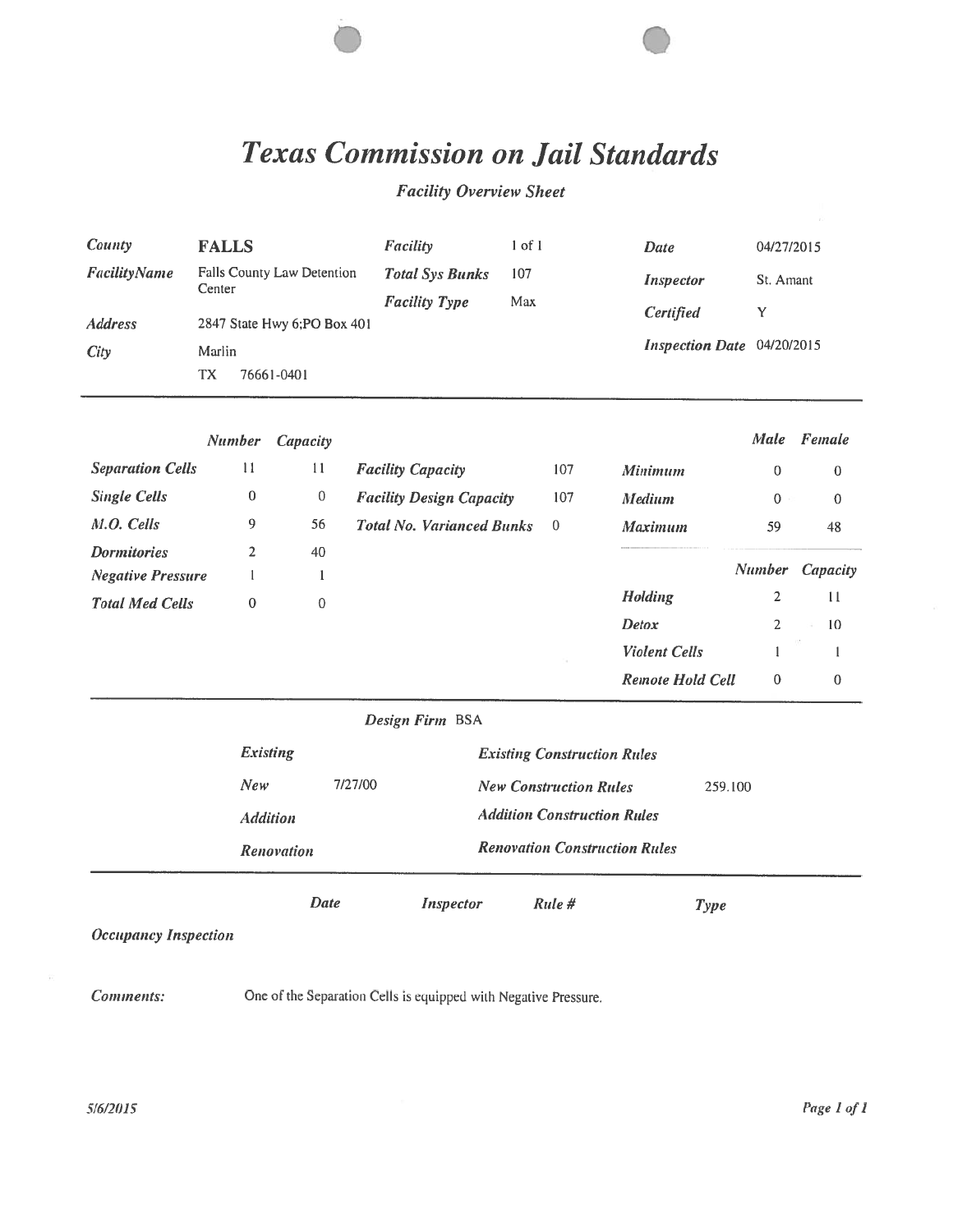# Texas Commission on Jail Standards

*Facility Overview Sheet*

| | | | | | |
|---|---|---|---|---|---|
| *County* | **FALLS** | *Facility* | 1 of 1 | *Date* | 04/27/2015 |
| *FacilityName* | Falls County Law Detention Center | *Total Sys Bunks* | 107 | *Inspector* | St. Amant |
| | | *Facility Type* | Max | *Certified* | Y |
| *Address* | 2847 State Hwy 6;PO Box 401 | | | *Inspection Date* | 04/20/2015 |
| *City* | Marlin<br>TX 76661-0401 | | | | |

| | *Number* | *Capacity* |
|---|---|---|
| *Separation Cells* | 11 | 11 |
| *Single Cells* | 0 | 0 |
| *M.O. Cells* | 9 | 56 |
| *Dormitories* | 2 | 40 |
| *Negative Pressure* | 1 | 1 |
| *Total Med Cells* | 0 | 0 |

| | |
|---|---|
| *Facility Capacity* | 107 |
| *Facility Design Capacity* | 107 |
| *Total No. Varianced Bunks* | 0 |

| | *Male* | *Female* |
|---|---|---|
| *Minimum* | 0 | 0 |
| *Medium* | 0 | 0 |
| *Maximum* | 59 | 48 |

| | *Number* | *Capacity* |
|---|---|---|
| *Holding* | 2 | 11 |
| *Detox* | 2 | 10 |
| *Violent Cells* | 1 | 1 |
| *Remote Hold Cell* | 0 | 0 |

*Design Firm* BSA

| | | | |
|---|---|---|---|
| *Existing* | | *Existing Construction Rules* | |
| *New* | 7/27/00 | *New Construction Rules* | 259.100 |
| *Addition* | | *Addition Construction Rules* | |
| *Renovation* | | *Renovation Construction Rules* | |

| | *Date* | *Inspector* | *Rule #* | *Type* |
|---|---|---|---|---|
| *Occupancy Inspection* | | | | |

*Comments:* One of the Separation Cells is equipped with Negative Pressure.

5/6/2015